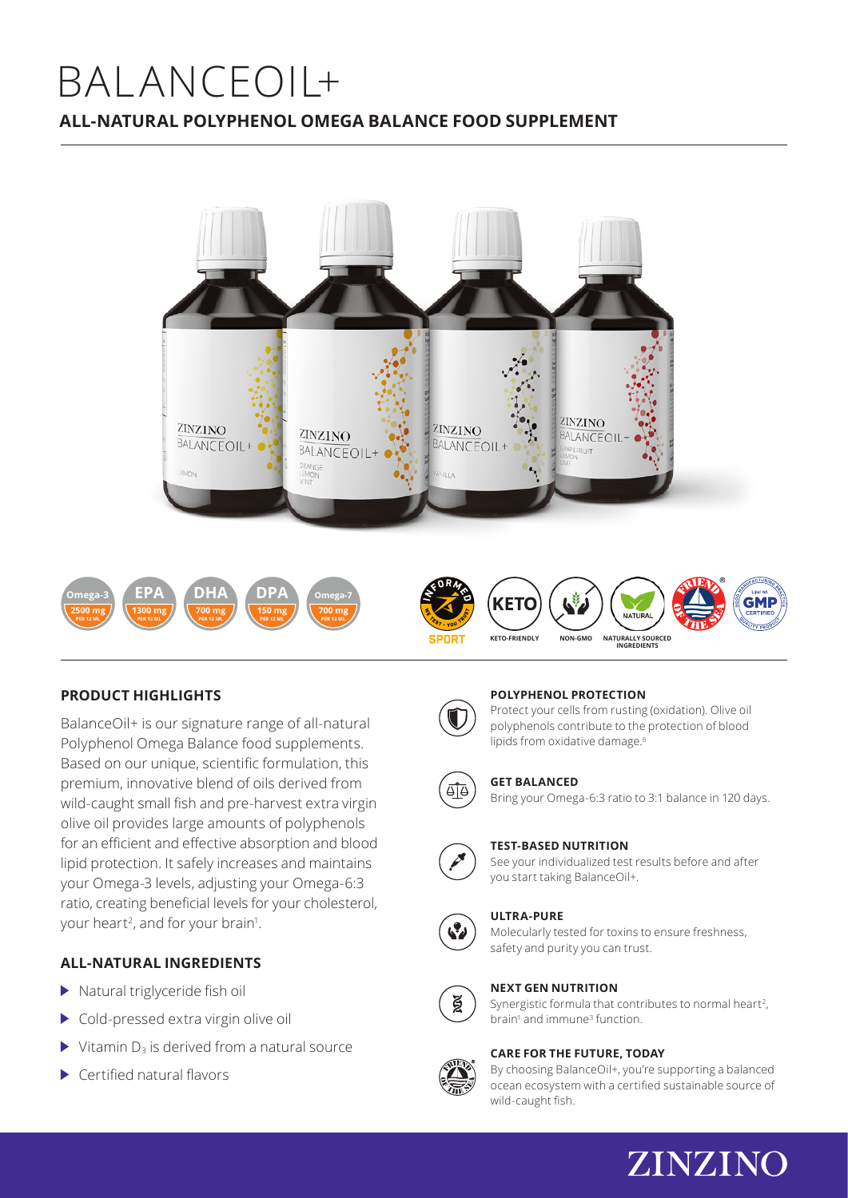# BALANCEOIL+

## ALL-NATURAL POLYPHENOL OMEGA BALANCE FOOD SUPPLEMENT

Omega-3 2500 mg PER 12 ML | EPA 1300 mg PER 12 ML | DHA 700 mg PER 12 ML | DPA 150 mg PER 12 ML | Omega-7 700 mg PER 12 ML

INFORMED SPORT | KETO-FRIENDLY | NON-GMO | NATURALLY SOURCED INGREDIENTS | FRIEND OF THE SEA | GMP CERTIFIED

### PRODUCT HIGHLIGHTS

BalanceOil+ is our signature range of all-natural Polyphenol Omega Balance food supplements. Based on our unique, scientific formulation, this premium, innovative blend of oils derived from wild-caught small fish and pre-harvest extra virgin olive oil provides large amounts of polyphenols for an efficient and effective absorption and blood lipid protection. It safely increases and maintains your Omega-3 levels, adjusting your Omega-6:3 ratio, creating beneficial levels for your cholesterol, your heart[2], and for your brain[1].

### ALL-NATURAL INGREDIENTS

- Natural triglyceride fish oil
- Cold-pressed extra virgin olive oil
- Vitamin $D_3$ is derived from a natural source
- Certified natural flavors

#### POLYPHENOL PROTECTION

Protect your cells from rusting (oxidation). Olive oil polyphenols contribute to the protection of blood lipids from oxidative damage.[6]

#### GET BALANCED

Bring your Omega-6:3 ratio to 3:1 balance in 120 days.

#### TEST-BASED NUTRITION

See your individualized test results before and after you start taking BalanceOil+.

#### ULTRA-PURE

Molecularly tested for toxins to ensure freshness, safety and purity you can trust.

#### NEXT GEN NUTRITION

Synergistic formula that contributes to normal heart[2], brain[1] and immune[3] function.

#### CARE FOR THE FUTURE, TODAY

By choosing BalanceOil+, you're supporting a balanced ocean ecosystem with a certified sustainable source of wild-caught fish.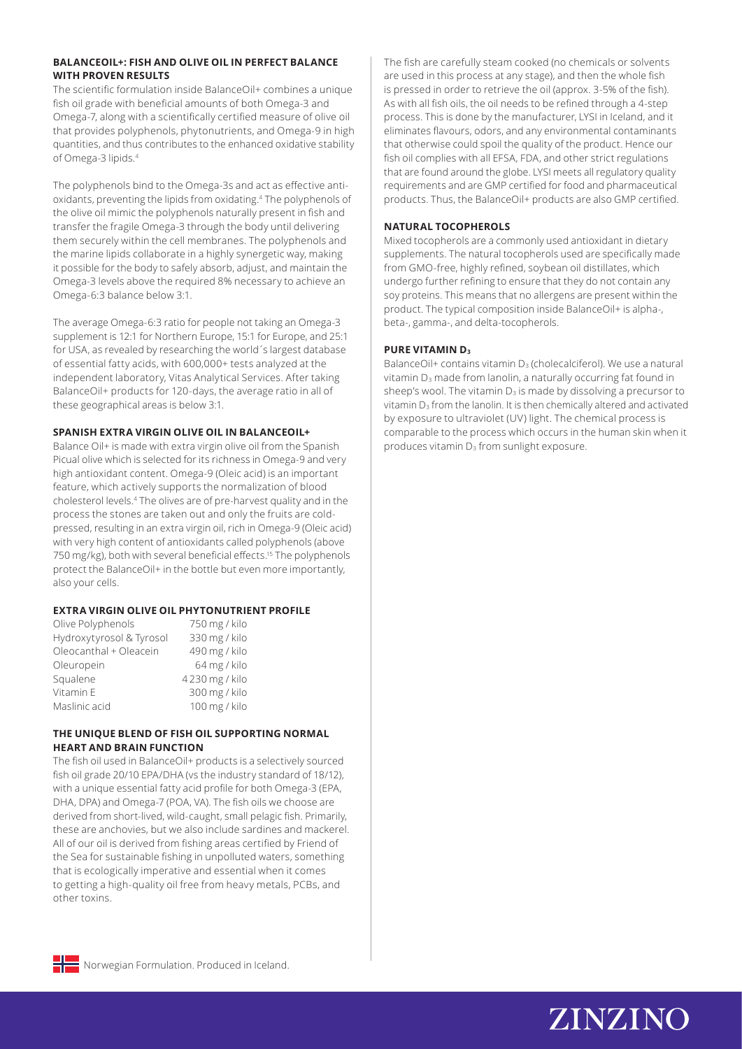## BALANCEOIL+: FISH AND OLIVE OIL IN PERFECT BALANCE WITH PROVEN RESULTS

The scientific formulation inside BalanceOil+ combines a unique fish oil grade with beneficial amounts of both Omega-3 and Omega-7, along with a scientifically certified measure of olive oil that provides polyphenols, phytonutrients, and Omega-9 in high quantities, and thus contributes to the enhanced oxidative stability of Omega-3 lipids.[4]

The polyphenols bind to the Omega-3s and act as effective anti-oxidants, preventing the lipids from oxidating.[4] The polyphenols of the olive oil mimic the polyphenols naturally present in fish and transfer the fragile Omega-3 through the body until delivering them securely within the cell membranes. The polyphenols and the marine lipids collaborate in a highly synergetic way, making it possible for the body to safely absorb, adjust, and maintain the Omega-3 levels above the required 8% necessary to achieve an Omega-6:3 balance below 3:1.

The average Omega-6:3 ratio for people not taking an Omega-3 supplement is 12:1 for Northern Europe, 15:1 for Europe, and 25:1 for USA, as revealed by researching the world´s largest database of essential fatty acids, with 600,000+ tests analyzed at the independent laboratory, Vitas Analytical Services. After taking BalanceOil+ products for 120-days, the average ratio in all of these geographical areas is below 3:1.

## SPANISH EXTRA VIRGIN OLIVE OIL IN BALANCEOIL+

Balance Oil+ is made with extra virgin olive oil from the Spanish Picual olive which is selected for its richness in Omega-9 and very high antioxidant content. Omega-9 (Oleic acid) is an important feature, which actively supports the normalization of blood cholesterol levels.[4] The olives are of pre-harvest quality and in the process the stones are taken out and only the fruits are cold-pressed, resulting in an extra virgin oil, rich in Omega-9 (Oleic acid) with very high content of antioxidants called polyphenols (above 750 mg/kg), both with several beneficial effects.[15] The polyphenols protect the BalanceOil+ in the bottle but even more importantly, also your cells.

## EXTRA VIRGIN OLIVE OIL PHYTONUTRIENT PROFILE

| | |
|---|---|
| Olive Polyphenols | 750 mg / kilo |
| Hydroxytyrosol & Tyrosol | 330 mg / kilo |
| Oleocanthal + Oleacein | 490 mg / kilo |
| Oleuropein | 64 mg / kilo |
| Squalene | 4 230 mg / kilo |
| Vitamin E | 300 mg / kilo |
| Maslinic acid | 100 mg / kilo |

## THE UNIQUE BLEND OF FISH OIL SUPPORTING NORMAL HEART AND BRAIN FUNCTION

The fish oil used in BalanceOil+ products is a selectively sourced fish oil grade 20/10 EPA/DHA (vs the industry standard of 18/12), with a unique essential fatty acid profile for both Omega-3 (EPA, DHA, DPA) and Omega-7 (POA, VA). The fish oils we choose are derived from short-lived, wild-caught, small pelagic fish. Primarily, these are anchovies, but we also include sardines and mackerel. All of our oil is derived from fishing areas certified by Friend of the Sea for sustainable fishing in unpolluted waters, something that is ecologically imperative and essential when it comes to getting a high-quality oil free from heavy metals, PCBs, and other toxins.

The fish are carefully steam cooked (no chemicals or solvents are used in this process at any stage), and then the whole fish is pressed in order to retrieve the oil (approx. 3-5% of the fish). As with all fish oils, the oil needs to be refined through a 4-step process. This is done by the manufacturer, LYSI in Iceland, and it eliminates flavours, odors, and any environmental contaminants that otherwise could spoil the quality of the product. Hence our fish oil complies with all EFSA, FDA, and other strict regulations that are found around the globe. LYSI meets all regulatory quality requirements and are GMP certified for food and pharmaceutical products. Thus, the BalanceOil+ products are also GMP certified.

## NATURAL TOCOPHEROLS

Mixed tocopherols are a commonly used antioxidant in dietary supplements. The natural tocopherols used are specifically made from GMO-free, highly refined, soybean oil distillates, which undergo further refining to ensure that they do not contain any soy proteins. This means that no allergens are present within the product. The typical composition inside BalanceOil+ is alpha-, beta-, gamma-, and delta-tocopherols.

## PURE VITAMIN $D_3$

BalanceOil+ contains vitamin $D_3$ (cholecalciferol). We use a natural vitamin $D_3$ made from lanolin, a naturally occurring fat found in sheep's wool. The vitamin $D_3$ is made by dissolving a precursor to vitamin $D_3$ from the lanolin. It is then chemically altered and activated by exposure to ultraviolet (UV) light. The chemical process is comparable to the process which occurs in the human skin when it produces vitamin $D_3$ from sunlight exposure.

Norwegian Formulation. Produced in Iceland.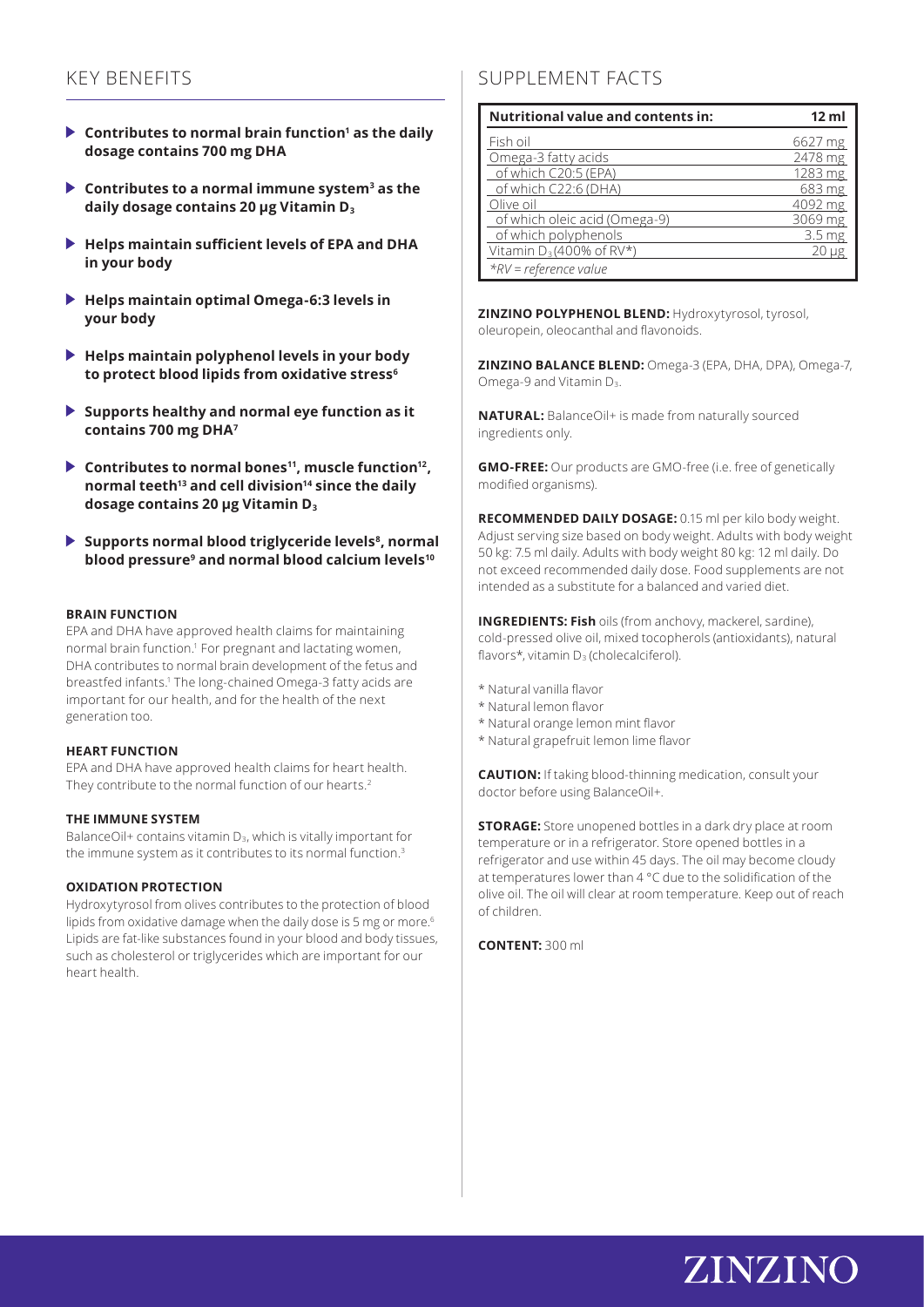## KEY BENEFITS

- **Contributes to normal brain function[1] as the daily dosage contains 700 mg DHA**
- **Contributes to a normal immune system[3] as the daily dosage contains 20 µg Vitamin $D_3$**
- **Helps maintain sufficient levels of EPA and DHA in your body**
- **Helps maintain optimal Omega-6:3 levels in your body**
- **Helps maintain polyphenol levels in your body to protect blood lipids from oxidative stress[6]**
- **Supports healthy and normal eye function as it contains 700 mg DHA[7]**
- **Contributes to normal bones[11], muscle function[12], normal teeth[13] and cell division[14] since the daily dosage contains 20 µg Vitamin $D_3$**
- **Supports normal blood triglyceride levels[8], normal blood pressure[9] and normal blood calcium levels[10]**

#### BRAIN FUNCTION

EPA and DHA have approved health claims for maintaining normal brain function.[1] For pregnant and lactating women, DHA contributes to normal brain development of the fetus and breastfed infants.[1] The long-chained Omega-3 fatty acids are important for our health, and for the health of the next generation too.

#### HEART FUNCTION

EPA and DHA have approved health claims for heart health. They contribute to the normal function of our hearts.[2]

#### THE IMMUNE SYSTEM

BalanceOil+ contains vitamin $D_3$, which is vitally important for the immune system as it contributes to its normal function.[3]

#### OXIDATION PROTECTION

Hydroxytyrosol from olives contributes to the protection of blood lipids from oxidative damage when the daily dose is 5 mg or more.[6] Lipids are fat-like substances found in your blood and body tissues, such as cholesterol or triglycerides which are important for our heart health.

## SUPPLEMENT FACTS

| Nutritional value and contents in: | 12 ml |
|---|---|
| Fish oil | 6627 mg |
| Omega-3 fatty acids | 2478 mg |
| of which C20:5 (EPA) | 1283 mg |
| of which C22:6 (DHA) | 683 mg |
| Olive oil | 4092 mg |
| of which oleic acid (Omega-9) | 3069 mg |
| of which polyphenols | 3.5 mg |
| Vitamin $D_3$ (400% of RV*) | 20 µg |
| *RV = reference value | |

**ZINZINO POLYPHENOL BLEND:** Hydroxytyrosol, tyrosol, oleuropein, oleocanthal and flavonoids.

**ZINZINO BALANCE BLEND:** Omega-3 (EPA, DHA, DPA), Omega-7, Omega-9 and Vitamin $D_3$.

**NATURAL:** BalanceOil+ is made from naturally sourced ingredients only.

**GMO-FREE:** Our products are GMO-free (i.e. free of genetically modified organisms).

**RECOMMENDED DAILY DOSAGE:** 0.15 ml per kilo body weight. Adjust serving size based on body weight. Adults with body weight 50 kg: 7.5 ml daily. Adults with body weight 80 kg: 12 ml daily. Do not exceed recommended daily dose. Food supplements are not intended as a substitute for a balanced and varied diet.

**INGREDIENTS: Fish** oils (from anchovy, mackerel, sardine), cold-pressed olive oil, mixed tocopherols (antioxidants), natural flavors*, vitamin $D_3$ (cholecalciferol).

- \* Natural vanilla flavor
- \* Natural lemon flavor
- \* Natural orange lemon mint flavor
- \* Natural grapefruit lemon lime flavor

**CAUTION:** If taking blood-thinning medication, consult your doctor before using BalanceOil+.

**STORAGE:** Store unopened bottles in a dark dry place at room temperature or in a refrigerator. Store opened bottles in a refrigerator and use within 45 days. The oil may become cloudy at temperatures lower than 4 °C due to the solidification of the olive oil. The oil will clear at room temperature. Keep out of reach of children.

**CONTENT:** 300 ml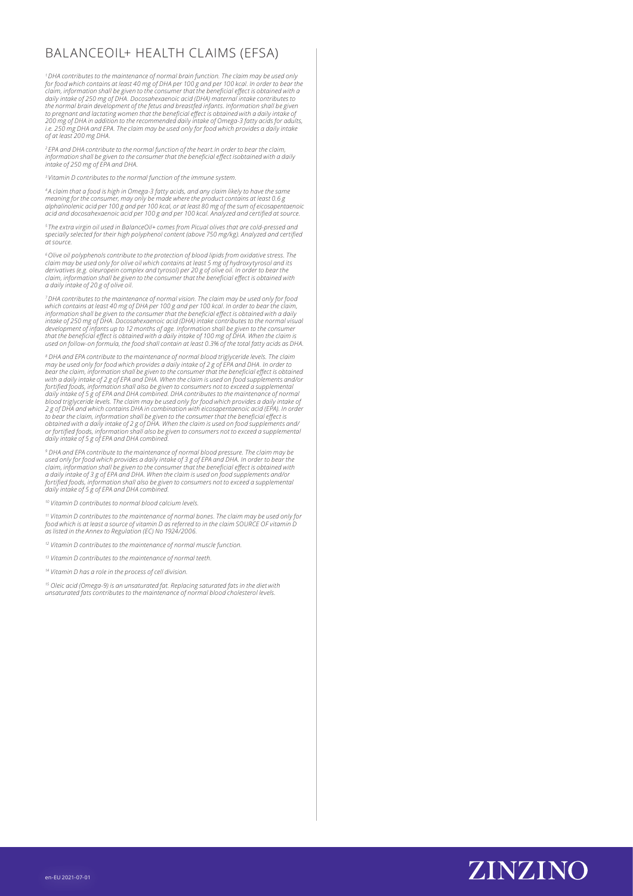# BALANCEOIL+ HEALTH CLAIMS (EFSA)

*[1] DHA contributes to the maintenance of normal brain function. The claim may be used only for food which contains at least 40 mg of DHA per 100 g and per 100 kcal. In order to bear the claim, information shall be given to the consumer that the beneficial effect is obtained with a daily intake of 250 mg of DHA. Docosahexaenoic acid (DHA) maternal intake contributes to the normal brain development of the fetus and breastfed infants. Information shall be given to pregnant and lactating women that the beneficial effect is obtained with a daily intake of 200 mg of DHA in addition to the recommended daily intake of Omega-3 fatty acids for adults, i.e. 250 mg DHA and EPA. The claim may be used only for food which provides a daily intake of at least 200 mg DHA.*

*[2] EPA and DHA contribute to the normal function of the heart.In order to bear the claim, information shall be given to the consumer that the beneficial effect isobtained with a daily intake of 250 mg of EPA and DHA.*

*[3] Vitamin D contributes to the normal function of the immune system.*

*[4] A claim that a food is high in Omega-3 fatty acids, and any claim likely to have the same meaning for the consumer, may only be made where the product contains at least 0.6 g alphalinolenic acid per 100 g and per 100 kcal, or at least 80 mg of the sum of eicosapentaenoic acid and docosahexaenoic acid per 100 g and per 100 kcal. Analyzed and certified at source.*

*[5] The extra virgin oil used in BalanceOil+ comes from Picual olives that are cold-pressed and specially selected for their high polyphenol content (above 750 mg/kg). Analyzed and certified at source.*

*[6] Olive oil polyphenols contribute to the protection of blood lipids from oxidative stress. The claim may be used only for olive oil which contains at least 5 mg of hydroxytyrosol and its derivatives (e.g. oleuropein complex and tyrosol) per 20 g of olive oil. In order to bear the claim, information shall be given to the consumer that the beneficial effect is obtained with a daily intake of 20 g of olive oil.*

*[7] DHA contributes to the maintenance of normal vision. The claim may be used only for food which contains at least 40 mg of DHA per 100 g and per 100 kcal. In order to bear the claim, information shall be given to the consumer that the beneficial effect is obtained with a daily intake of 250 mg of DHA. Docosahexaenoic acid (DHA) intake contributes to the normal visual development of infants up to 12 months of age. Information shall be given to the consumer that the beneficial effect is obtained with a daily intake of 100 mg of DHA. When the claim is used on follow-on formula, the food shall contain at least 0.3% of the total fatty acids as DHA.*

*[8] DHA and EPA contribute to the maintenance of normal blood triglyceride levels. The claim may be used only for food which provides a daily intake of 2 g of EPA and DHA. In order to bear the claim, information shall be given to the consumer that the beneficial effect is obtained with a daily intake of 2 g of EPA and DHA. When the claim is used on food supplements and/or fortified foods, information shall also be given to consumers not to exceed a supplemental daily intake of 5 g of EPA and DHA combined. DHA contributes to the maintenance of normal blood triglyceride levels. The claim may be used only for food which provides a daily intake of 2 g of DHA and which contains DHA in combination with eicosapentaenoic acid (EPA). In order to bear the claim, information shall be given to the consumer that the beneficial effect is obtained with a daily intake of 2 g of DHA. When the claim is used on food supplements and/ or fortified foods, information shall also be given to consumers not to exceed a supplemental daily intake of 5 g of EPA and DHA combined.*

*[9] DHA and EPA contribute to the maintenance of normal blood pressure. The claim may be used only for food which provides a daily intake of 3 g of EPA and DHA. In order to bear the claim, information shall be given to the consumer that the beneficial effect is obtained with a daily intake of 3 g of EPA and DHA. When the claim is used on food supplements and/or fortified foods, information shall also be given to consumers not to exceed a supplemental daily intake of 5 g of EPA and DHA combined.*

*[10] Vitamin D contributes to normal blood calcium levels.*

*[11] Vitamin D contributes to the maintenance of normal bones. The claim may be used only for food which is at least a source of vitamin D as referred to in the claim SOURCE OF vitamin D as listed in the Annex to Regulation (EC) No 1924/2006.*

*[12] Vitamin D contributes to the maintenance of normal muscle function.*

*[13] Vitamin D contributes to the maintenance of normal teeth.*

*[14] Vitamin D has a role in the process of cell division.*

*[15] Oleic acid (Omega-9) is an unsaturated fat. Replacing saturated fats in the diet with unsaturated fats contributes to the maintenance of normal blood cholesterol levels.*

en-EU 2021-07-01

ZINZINO